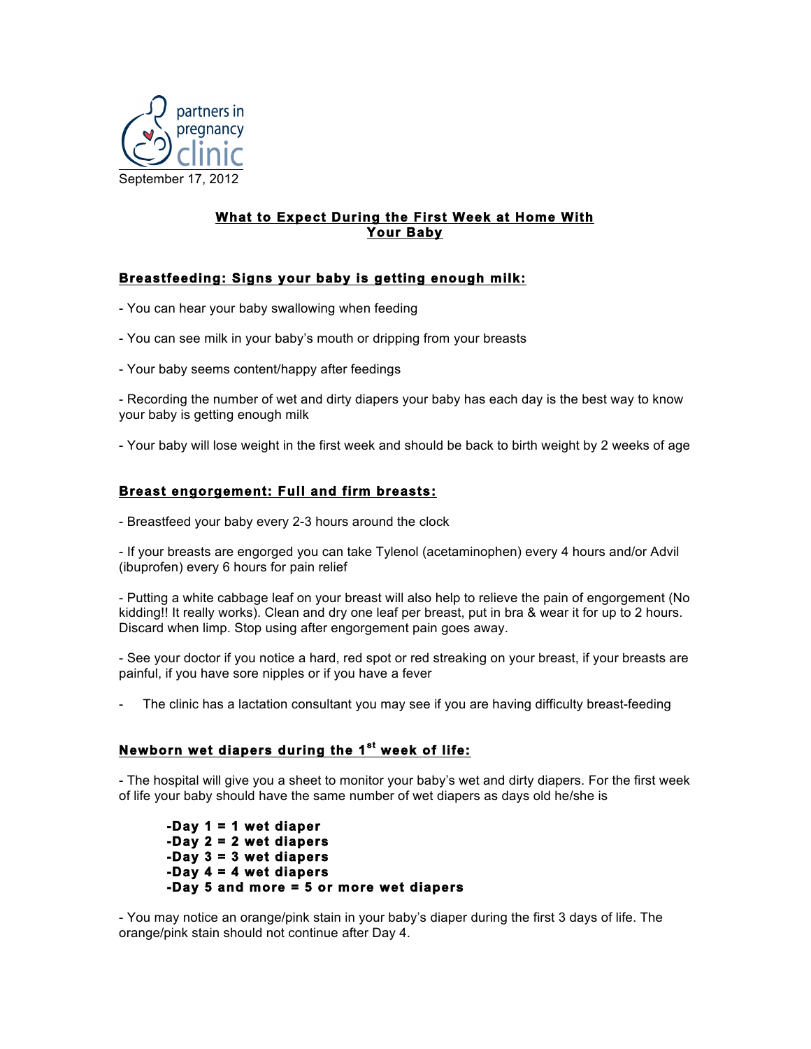partners in pregnancy clinic

September 17, 2012

# What to Expect During the First Week at Home With Your Baby

## Breastfeeding: Signs your baby is getting enough milk:

- You can hear your baby swallowing when feeding
- You can see milk in your baby's mouth or dripping from your breasts
- Your baby seems content/happy after feedings
- Recording the number of wet and dirty diapers your baby has each day is the best way to know your baby is getting enough milk
- Your baby will lose weight in the first week and should be back to birth weight by 2 weeks of age

## Breast engorgement: Full and firm breasts:

- Breastfeed your baby every 2-3 hours around the clock
- If your breasts are engorged you can take Tylenol (acetaminophen) every 4 hours and/or Advil (ibuprofen) every 6 hours for pain relief
- Putting a white cabbage leaf on your breast will also help to relieve the pain of engorgement (No kidding!! It really works). Clean and dry one leaf per breast, put in bra & wear it for up to 2 hours. Discard when limp. Stop using after engorgement pain goes away.
- See your doctor if you notice a hard, red spot or red streaking on your breast, if your breasts are painful, if you have sore nipples or if you have a fever
- The clinic has a lactation consultant you may see if you are having difficulty breast-feeding

## Newborn wet diapers during the 1st week of life:

- The hospital will give you a sheet to monitor your baby's wet and dirty diapers. For the first week of life your baby should have the same number of wet diapers as days old he/she is

    **-Day 1 = 1 wet diaper**
    **-Day 2 = 2 wet diapers**
    **-Day 3 = 3 wet diapers**
    **-Day 4 = 4 wet diapers**
    **-Day 5 and more = 5 or more wet diapers**

- You may notice an orange/pink stain in your baby's diaper during the first 3 days of life. The orange/pink stain should not continue after Day 4.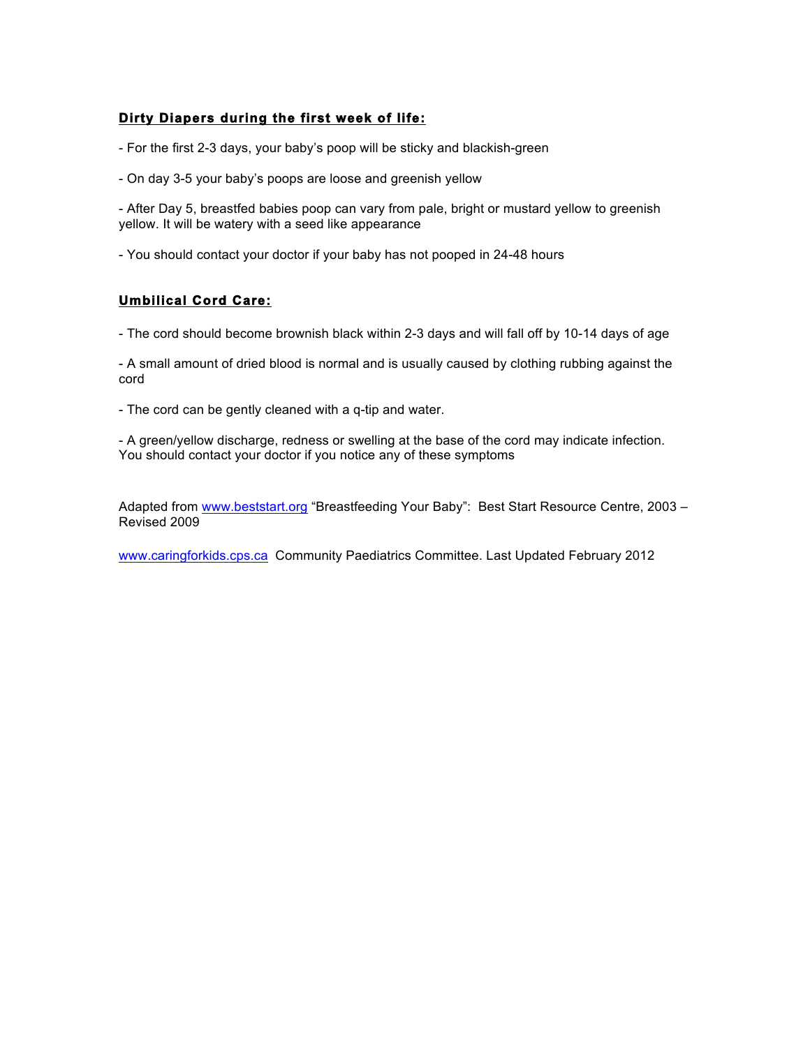**Dirty Diapers during the first week of life:**

- For the first 2-3 days, your baby's poop will be sticky and blackish-green

- On day 3-5 your baby's poops are loose and greenish yellow

- After Day 5, breastfed babies poop can vary from pale, bright or mustard yellow to greenish yellow. It will be watery with a seed like appearance

- You should contact your doctor if your baby has not pooped in 24-48 hours

**Umbilical Cord Care:**

- The cord should become brownish black within 2-3 days and will fall off by 10-14 days of age

- A small amount of dried blood is normal and is usually caused by clothing rubbing against the cord

- The cord can be gently cleaned with a q-tip and water.

- A green/yellow discharge, redness or swelling at the base of the cord may indicate infection. You should contact your doctor if you notice any of these symptoms

Adapted from www.beststart.org "Breastfeeding Your Baby": Best Start Resource Centre, 2003 – Revised 2009

www.caringforkids.cps.ca Community Paediatrics Committee. Last Updated February 2012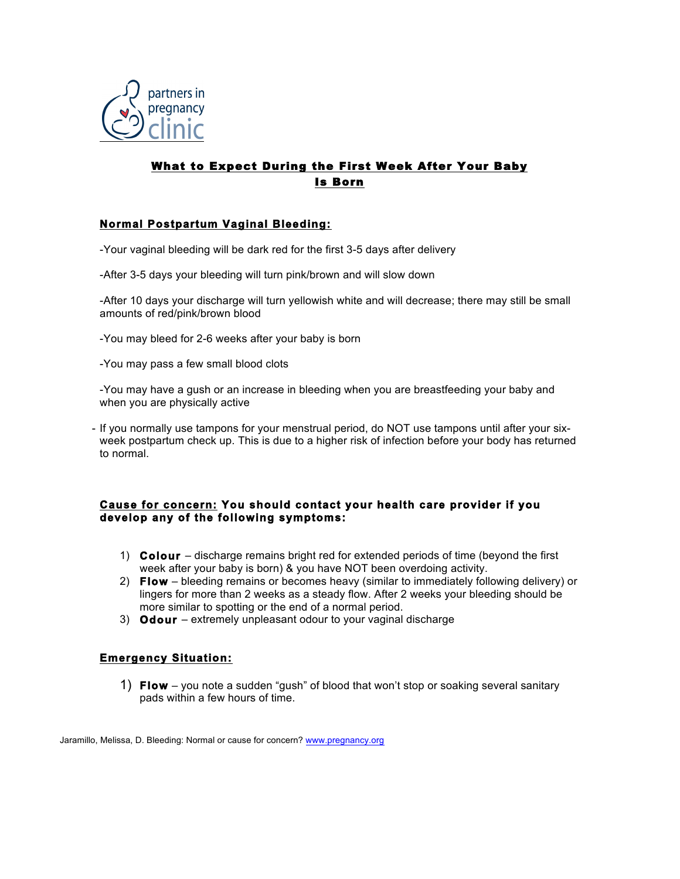partners in pregnancy clinic

## What to Expect During the First Week After Your Baby Is Born

### Normal Postpartum Vaginal Bleeding:

-Your vaginal bleeding will be dark red for the first 3-5 days after delivery

-After 3-5 days your bleeding will turn pink/brown and will slow down

-After 10 days your discharge will turn yellowish white and will decrease; there may still be small amounts of red/pink/brown blood

-You may bleed for 2-6 weeks after your baby is born

-You may pass a few small blood clots

-You may have a gush or an increase in bleeding when you are breastfeeding your baby and when you are physically active

- If you normally use tampons for your menstrual period, do NOT use tampons until after your six-week postpartum check up. This is due to a higher risk of infection before your body has returned to normal.

### Cause for concern: You should contact your health care provider if you develop any of the following symptoms:

1) **Colour** – discharge remains bright red for extended periods of time (beyond the first week after your baby is born) & you have NOT been overdoing activity.
2) **Flow** – bleeding remains or becomes heavy (similar to immediately following delivery) or lingers for more than 2 weeks as a steady flow. After 2 weeks your bleeding should be more similar to spotting or the end of a normal period.
3) **Odour** – extremely unpleasant odour to your vaginal discharge

### Emergency Situation:

1) **Flow** – you note a sudden "gush" of blood that won't stop or soaking several sanitary pads within a few hours of time.

Jaramillo, Melissa, D. Bleeding: Normal or cause for concern? www.pregnancy.org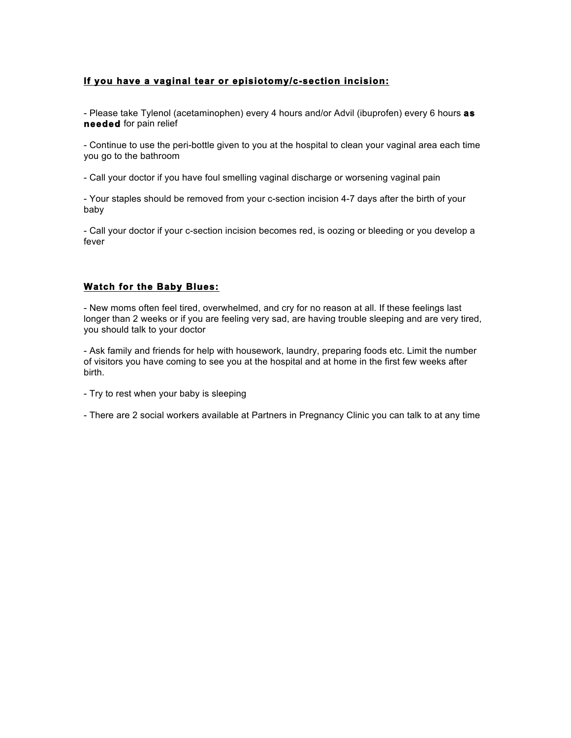## **<u>If you have a vaginal tear or episiotomy/c-section incision:</u>**

- Please take Tylenol (acetaminophen) every 4 hours and/or Advil (ibuprofen) every 6 hours **as needed** for pain relief

- Continue to use the peri-bottle given to you at the hospital to clean your vaginal area each time you go to the bathroom

- Call your doctor if you have foul smelling vaginal discharge or worsening vaginal pain

- Your staples should be removed from your c-section incision 4-7 days after the birth of your baby

- Call your doctor if your c-section incision becomes red, is oozing or bleeding or you develop a fever

## **<u>Watch for the Baby Blues:</u>**

- New moms often feel tired, overwhelmed, and cry for no reason at all. If these feelings last longer than 2 weeks or if you are feeling very sad, are having trouble sleeping and are very tired, you should talk to your doctor

- Ask family and friends for help with housework, laundry, preparing foods etc. Limit the number of visitors you have coming to see you at the hospital and at home in the first few weeks after birth.

- Try to rest when your baby is sleeping

- There are 2 social workers available at Partners in Pregnancy Clinic you can talk to at any time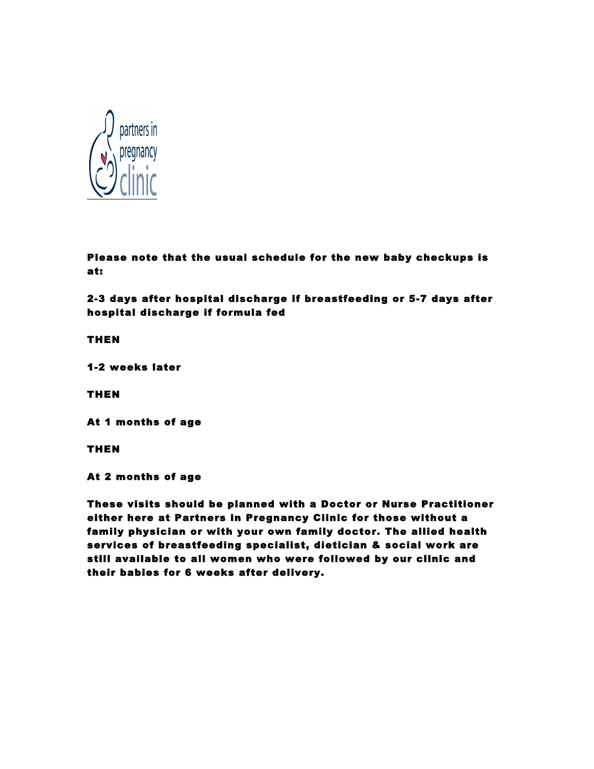partners in pregnancy clinic

**Please note that the usual schedule for the new baby checkups is at:**

**2-3 days after hospital discharge if breastfeeding or 5-7 days after hospital discharge if formula fed**

**THEN**

**1-2 weeks later**

**THEN**

**At 1 months of age**

**THEN**

**At 2 months of age**

**These visits should be planned with a Doctor or Nurse Practitioner either here at Partners in Pregnancy Clinic for those without a family physician or with your own family doctor. The allied health services of breastfeeding specialist, dietician & social work are still available to all women who were followed by our clinic and their babies for 6 weeks after delivery.**